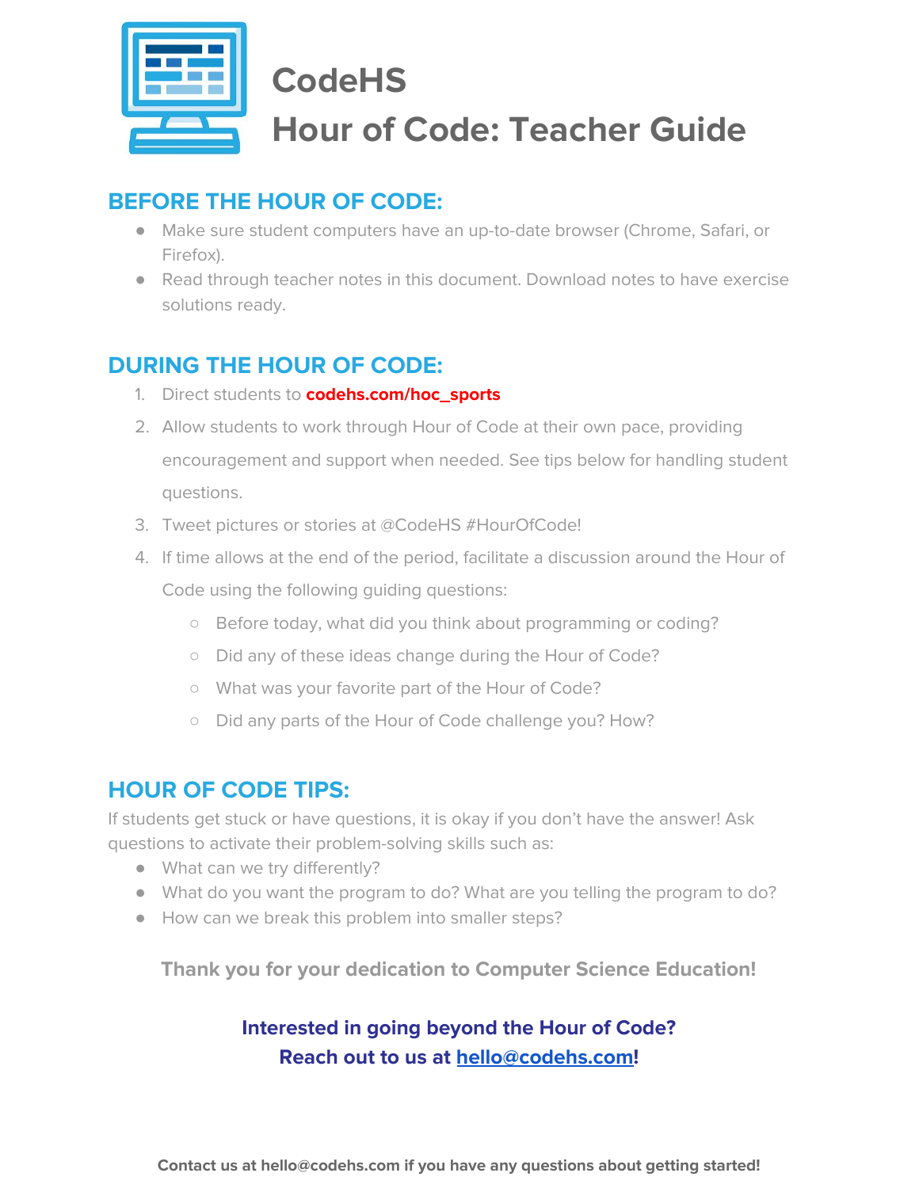# CodeHS

# Hour of Code: Teacher Guide

## BEFORE THE HOUR OF CODE:

- Make sure student computers have an up-to-date browser (Chrome, Safari, or Firefox).
- Read through teacher notes in this document. Download notes to have exercise solutions ready.

## DURING THE HOUR OF CODE:

1. Direct students to **codehs.com/hoc_sports**
2. Allow students to work through Hour of Code at their own pace, providing encouragement and support when needed. See tips below for handling student questions.
3. Tweet pictures or stories at @CodeHS #HourOfCode!
4. If time allows at the end of the period, facilitate a discussion around the Hour of Code using the following guiding questions:
   - Before today, what did you think about programming or coding?
   - Did any of these ideas change during the Hour of Code?
   - What was your favorite part of the Hour of Code?
   - Did any parts of the Hour of Code challenge you? How?

## HOUR OF CODE TIPS:

If students get stuck or have questions, it is okay if you don't have the answer! Ask questions to activate their problem-solving skills such as:

- What can we try differently?
- What do you want the program to do? What are you telling the program to do?
- How can we break this problem into smaller steps?

**Thank you for your dedication to Computer Science Education!**

**Interested in going beyond the Hour of Code?**
**Reach out to us at [hello@codehs.com](mailto:hello@codehs.com)!**

**Contact us at hello@codehs.com if you have any questions about getting started!**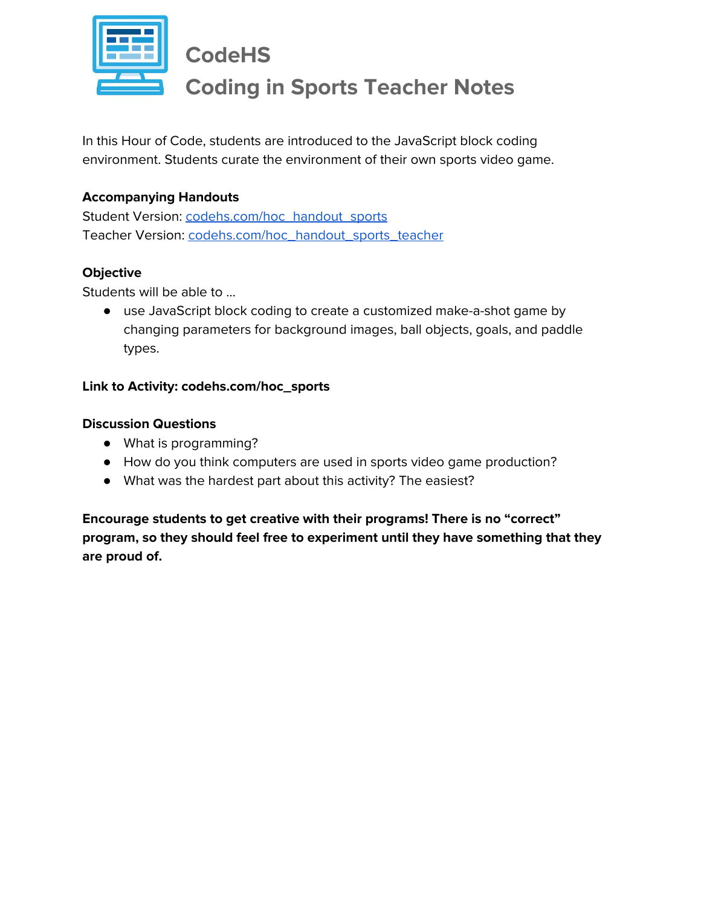# CodeHS
# Coding in Sports Teacher Notes

In this Hour of Code, students are introduced to the JavaScript block coding environment. Students curate the environment of their own sports video game.

**Accompanying Handouts**
Student Version: codehs.com/hoc_handout_sports
Teacher Version: codehs.com/hoc_handout_sports_teacher

**Objective**
Students will be able to ...

- use JavaScript block coding to create a customized make-a-shot game by changing parameters for background images, ball objects, goals, and paddle types.

**Link to Activity: codehs.com/hoc_sports**

**Discussion Questions**

- What is programming?
- How do you think computers are used in sports video game production?
- What was the hardest part about this activity? The easiest?

**Encourage students to get creative with their programs! There is no "correct" program, so they should feel free to experiment until they have something that they are proud of.**